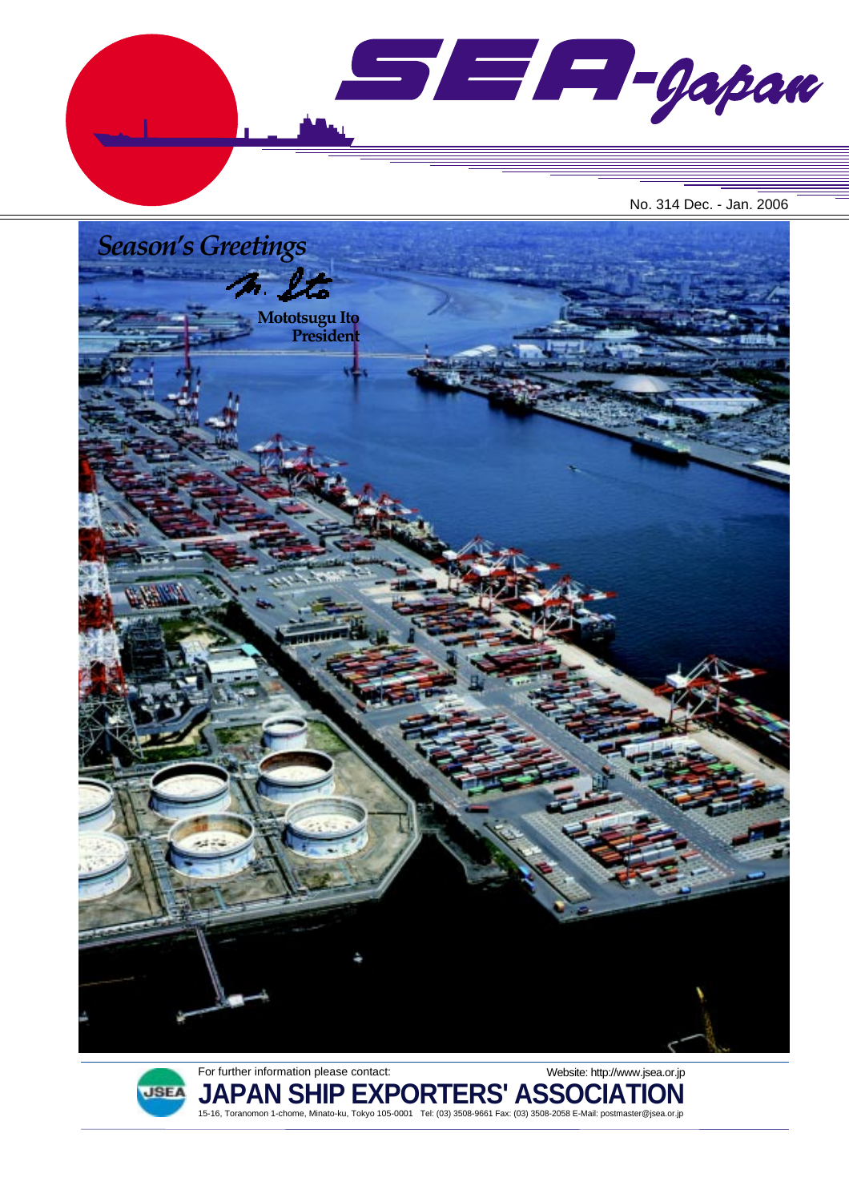# SEA-Japan

No. 314 Dec. - Jan. 2006

*Season's Greetings*

Mototsugu Ito
President

For further information please contact:

Website: http://www.jsea.or.jp

**JAPAN SHIP EXPORTERS' ASSOCIATION**

15-16, Toranomon 1-chome, Minato-ku, Tokyo 105-0001 Tel: (03) 3508-9661 Fax: (03) 3508-2058 E-Mail: postmaster@jsea.or.jp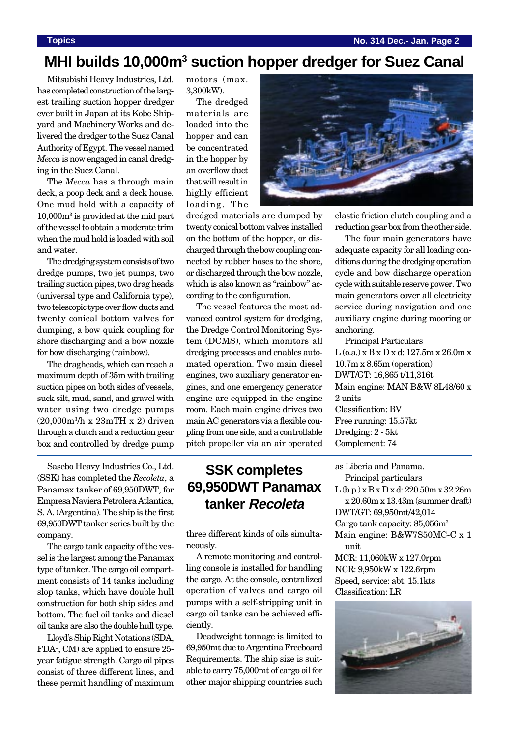# MHI builds 10,000m$^3$ suction hopper dredger for Suez Canal

Mitsubishi Heavy Industries, Ltd. has completed construction of the largest trailing suction hopper dredger ever built in Japan at its Kobe Shipyard and Machinery Works and delivered the dredger to the Suez Canal Authority of Egypt. The vessel named *Mecca* is now engaged in canal dredging in the Suez Canal.

The *Mecca* has a through main deck, a poop deck and a deck house. One mud hold with a capacity of 10,000m$^3$ is provided at the mid part of the vessel to obtain a moderate trim when the mud hold is loaded with soil and water.

The dredging system consists of two dredge pumps, two jet pumps, two trailing suction pipes, two drag heads (universal type and California type), two telescopic type over flow ducts and twenty conical bottom valves for dumping, a bow quick coupling for shore discharging and a bow nozzle for bow discharging (rainbow).

The dragheads, which can reach a maximum depth of 35m with trailing suction pipes on both sides of vessels, suck silt, mud, sand, and gravel with water using two dredge pumps (20,000m$^3$/h x 23mTH x 2) driven through a clutch and a reduction gear box and controlled by dredge pump motors (max. 3,300kW).

The dredged materials are loaded into the hopper and can be concentrated in the hopper by an overflow duct that will result in highly efficient loading. The dredged materials are dumped by twenty conical bottom valves installed on the bottom of the hopper, or discharged through the bow coupling connected by rubber hoses to the shore, or discharged through the bow nozzle, which is also known as "rainbow" according to the configuration.

The vessel features the most advanced control system for dredging, the Dredge Control Monitoring System (DCMS), which monitors all dredging processes and enables automated operation. Two main diesel engines, two auxiliary generator engines, and one emergency generator engine are equipped in the engine room. Each main engine drives two main AC generators via a flexible coupling from one side, and a controllable pitch propeller via an air operated elastic friction clutch coupling and a reduction gear box from the other side.

The four main generators have adequate capacity for all loading conditions during the dredging operation cycle and bow discharge operation cycle with suitable reserve power. Two main generators cover all electricity service during navigation and one auxiliary engine during mooring or anchoring.

Principal Particulars

L (o.a.) x B x D x d: 127.5m x 26.0m x 10.7m x 8.65m (operation)
DWT/GT: 16,865 t/11,316t
Main engine: MAN B&W 8L48/60 x 2 units
Classification: BV
Free running: 15.57kt
Dredging: 2 - 5kt
Complement: 74

# SSK completes 69,950DWT Panamax tanker *Recoleta*

Sasebo Heavy Industries Co., Ltd. (SSK) has completed the *Recoleta*, a Panamax tanker of 69,950DWT, for Empresa Naviera Petrolera Atlantica, S. A. (Argentina). The ship is the first 69,950DWT tanker series built by the company.

The cargo tank capacity of the vessel is the largest among the Panamax type of tanker. The cargo oil compartment consists of 14 tanks including slop tanks, which have double hull construction for both ship sides and bottom. The fuel oil tanks and diesel oil tanks are also the double hull type.

Lloyd's Ship Right Notations (SDA, FDA+, CM) are applied to ensure 25-year fatigue strength. Cargo oil pipes consist of three different lines, and these permit handling of maximum three different kinds of oils simultaneously.

A remote monitoring and controlling console is installed for handling the cargo. At the console, centralized operation of valves and cargo oil pumps with a self-stripping unit in cargo oil tanks can be achieved efficiently.

Deadweight tonnage is limited to 69,950mt due to Argentina Freeboard Requirements. The ship size is suitable to carry 75,000mt of cargo oil for other major shipping countries such as Liberia and Panama.

Principal particulars

L (b.p.) x B x D x d: 220.50m x 32.26m x 20.60m x 13.43m (summer draft)
DWT/GT: 69,950mt/42,014
Cargo tank capacity: 85,056m$^3$
Main engine: B&W7S50MC-C x 1 unit
MCR: 11,060kW x 127.0rpm
NCR: 9,950kW x 122.6rpm
Speed, service: abt. 15.1kts
Classification: LR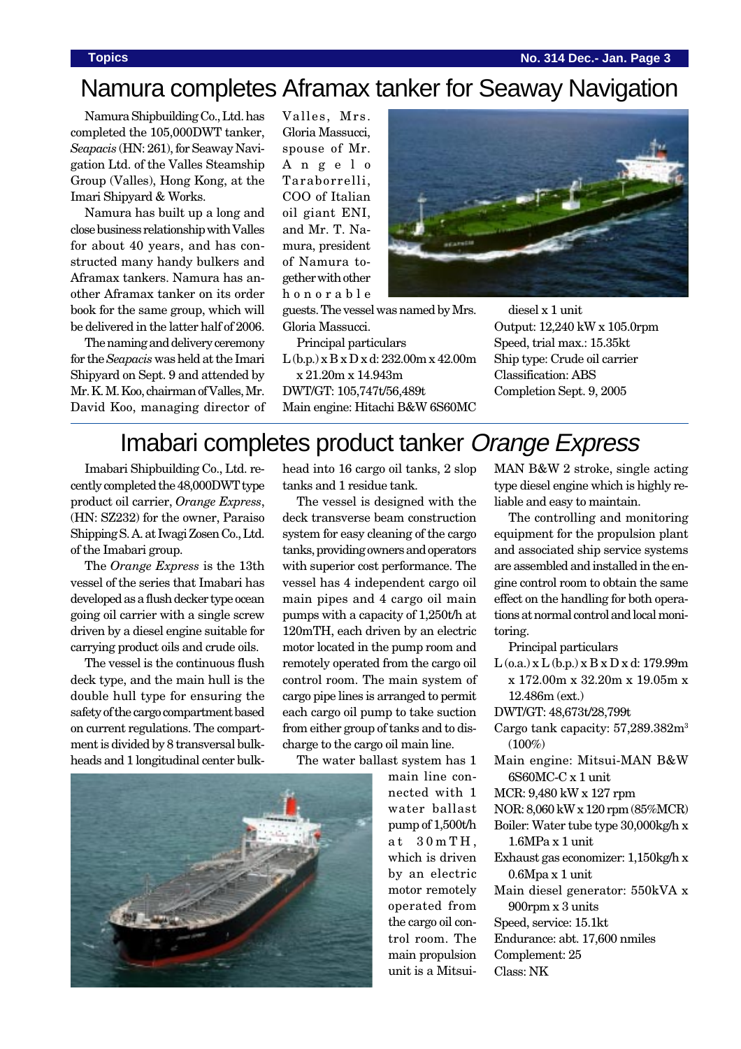# Namura completes Aframax tanker for Seaway Navigation

Namura Shipbuilding Co., Ltd. has completed the 105,000DWT tanker, *Seapacis* (HN: 261), for Seaway Navigation Ltd. of the Valles Steamship Group (Valles), Hong Kong, at the Imari Shipyard & Works.

Namura has built up a long and close business relationship with Valles for about 40 years, and has constructed many handy bulkers and Aframax tankers. Namura has another Aframax tanker on its order book for the same group, which will be delivered in the latter half of 2006.

The naming and delivery ceremony for the *Seapacis* was held at the Imari Shipyard on Sept. 9 and attended by Mr. K. M. Koo, chairman of Valles, Mr. David Koo, managing director of Valles, Mrs. Gloria Massucci, spouse of Mr. Angelo Taraborrelli, COO of Italian oil giant ENI, and Mr. T. Namura, president of Namura together with other honorable guests. The vessel was named by Mrs. Gloria Massucci.

Principal particulars

L (b.p.) x B x D x d: 232.00m x 42.00m x 21.20m x 14.943m
DWT/GT: 105,747t/56,489t
Main engine: Hitachi B&W 6S60MC diesel x 1 unit
Output: 12,240 kW x 105.0rpm
Speed, trial max.: 15.35kt
Ship type: Crude oil carrier
Classification: ABS
Completion Sept. 9, 2005

# Imabari completes product tanker *Orange Express*

Imabari Shipbuilding Co., Ltd. recently completed the 48,000DWT type product oil carrier, *Orange Express*, (HN: SZ232) for the owner, Paraiso Shipping S. A. at Iwagi Zosen Co., Ltd. of the Imabari group.

The *Orange Express* is the 13th vessel of the series that Imabari has developed as a flush decker type ocean going oil carrier with a single screw driven by a diesel engine suitable for carrying product oils and crude oils.

The vessel is the continuous flush deck type, and the main hull is the double hull type for ensuring the safety of the cargo compartment based on current regulations. The compartment is divided by 8 transversal bulkheads and 1 longitudinal center bulkhead into 16 cargo oil tanks, 2 slop tanks and 1 residue tank.

The vessel is designed with the deck transverse beam construction system for easy cleaning of the cargo tanks, providing owners and operators with superior cost performance. The vessel has 4 independent cargo oil main pipes and 4 cargo oil main pumps with a capacity of 1,250t/h at 120mTH, each driven by an electric motor located in the pump room and remotely operated from the cargo oil control room. The main system of cargo pipe lines is arranged to permit each cargo oil pump to take suction from either group of tanks and to discharge to the cargo oil main line.

The water ballast system has 1 main line connected with 1 water ballast pump of 1,500t/h at 30mTH, which is driven by an electric motor remotely operated from the cargo oil control room. The main propulsion unit is a Mitsui-MAN B&W 2 stroke, single acting type diesel engine which is highly reliable and easy to maintain.

The controlling and monitoring equipment for the propulsion plant and associated ship service systems are assembled and installed in the engine control room to obtain the same effect on the handling for both operations at normal control and local monitoring.

Principal particulars

L (o.a.) x L (b.p.) x B x D x d: 179.99m x 172.00m x 32.20m x 19.05m x 12.486m (ext.)
DWT/GT: 48,673t/28,799t
Cargo tank capacity: 57,289.382m$^3$ (100%)
Main engine: Mitsui-MAN B&W 6S60MC-C x 1 unit
MCR: 9,480 kW x 127 rpm
NOR: 8,060 kW x 120 rpm (85%MCR)
Boiler: Water tube type 30,000kg/h x 1.6MPa x 1 unit
Exhaust gas economizer: 1,150kg/h x 0.6Mpa x 1 unit
Main diesel generator: 550kVA x 900rpm x 3 units
Speed, service: 15.1kt
Endurance: abt. 17,600 nmiles
Complement: 25
Class: NK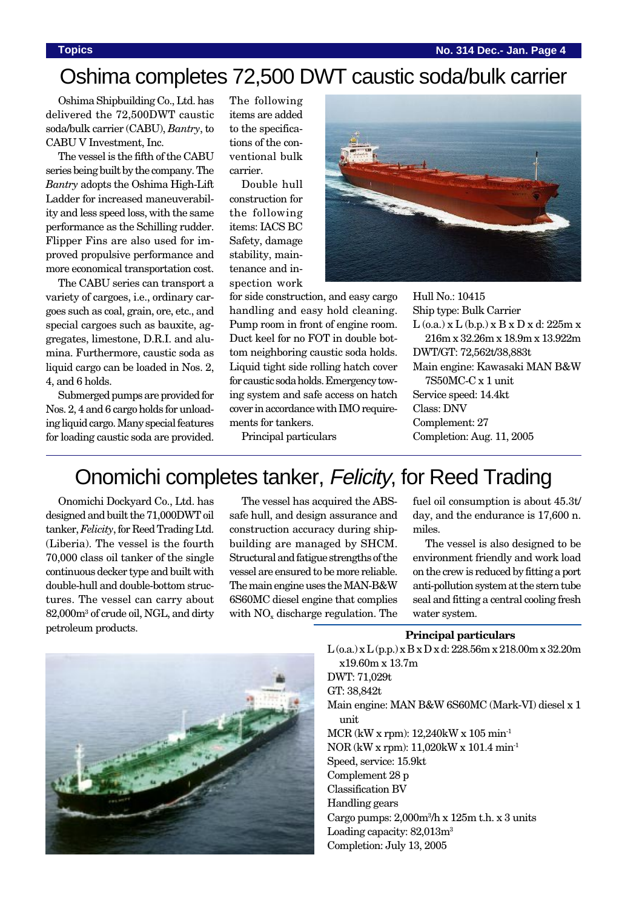# Oshima completes 72,500 DWT caustic soda/bulk carrier

Oshima Shipbuilding Co., Ltd. has delivered the 72,500DWT caustic soda/bulk carrier (CABU), *Bantry*, to CABU V Investment, Inc.

The vessel is the fifth of the CABU series being built by the company. The *Bantry* adopts the Oshima High-Lift Ladder for increased maneuverability and less speed loss, with the same performance as the Schilling rudder. Flipper Fins are also used for improved propulsive performance and more economical transportation cost.

The CABU series can transport a variety of cargoes, i.e., ordinary cargoes such as coal, grain, ore, etc., and special cargoes such as bauxite, aggregates, limestone, D.R.I. and alumina. Furthermore, caustic soda as liquid cargo can be loaded in Nos. 2, 4, and 6 holds.

Submerged pumps are provided for Nos. 2, 4 and 6 cargo holds for unloading liquid cargo. Many special features for loading caustic soda are provided.

The following items are added to the specifications of the conventional bulk carrier.

Double hull construction for the following items: IACS BC Safety, damage stability, maintenance and inspection work for side construction, and easy cargo handling and easy hold cleaning. Pump room in front of engine room. Duct keel for no FOT in double bottom neighboring caustic soda holds. Liquid tight side rolling hatch cover for caustic soda holds. Emergency towing system and safe access on hatch cover in accordance with IMO requirements for tankers.

Principal particulars

Hull No.: 10415
Ship type: Bulk Carrier
L (o.a.) x L (b.p.) x B x D x d: 225m x 216m x 32.26m x 18.9m x 13.922m
DWT/GT: 72,562t/38,883t
Main engine: Kawasaki MAN B&W 7S50MC-C x 1 unit
Service speed: 14.4kt
Class: DNV
Complement: 27
Completion: Aug. 11, 2005

# Onomichi completes tanker, *Felicity*, for Reed Trading

Onomichi Dockyard Co., Ltd. has designed and built the 71,000DWT oil tanker, *Felicity*, for Reed Trading Ltd. (Liberia). The vessel is the fourth 70,000 class oil tanker of the single continuous decker type and built with double-hull and double-bottom structures. The vessel can carry about 82,000m$^3$ of crude oil, NGL, and dirty petroleum products.

The vessel has acquired the ABS-safe hull, and design assurance and construction accuracy during shipbuilding are managed by SHCM. Structural and fatigue strengths of the vessel are ensured to be more reliable. The main engine uses the MAN-B&W 6S60MC diesel engine that complies with $NO_x$ discharge regulation. The fuel oil consumption is about 45.3t/day, and the endurance is 17,600 n. miles.

The vessel is also designed to be environment friendly and work load on the crew is reduced by fitting a port anti-pollution system at the stern tube seal and fitting a central cooling fresh water system.

**Principal particulars**

L (o.a.) x L (p.p.) x B x D x d: 228.56m x 218.00m x 32.20m x19.60m x 13.7m
DWT: 71,029t
GT: 38,842t
Main engine: MAN B&W 6S60MC (Mark-VI) diesel x 1 unit
MCR (kW x rpm): 12,240kW x 105 min$^{-1}$
NOR (kW x rpm): 11,020kW x 101.4 min$^{-1}$
Speed, service: 15.9kt
Complement 28 p
Classification BV
Handling gears
Cargo pumps: 2,000m$^3$/h x 125m t.h. x 3 units
Loading capacity: 82,013m$^3$
Completion: July 13, 2005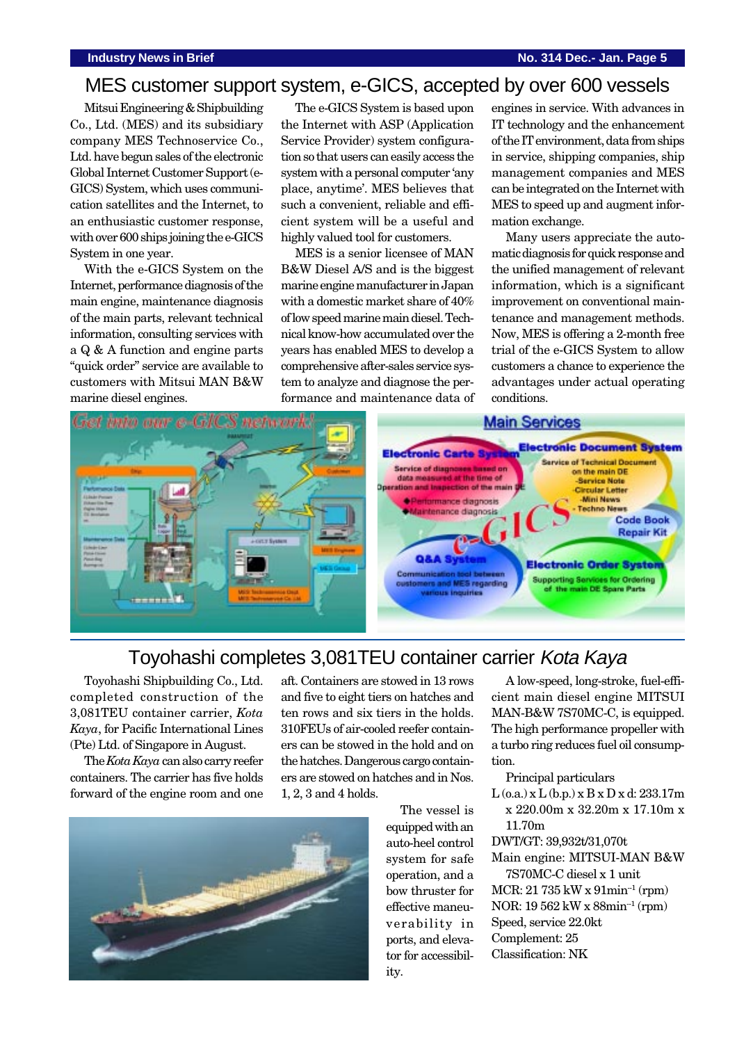## MES customer support system, e-GICS, accepted by over 600 vessels

Mitsui Engineering & Shipbuilding Co., Ltd. (MES) and its subsidiary company MES Technoservice Co., Ltd. have begun sales of the electronic Global Internet Customer Support (e-GICS) System, which uses communication satellites and the Internet, to an enthusiastic customer response, with over 600 ships joining the e-GICS System in one year.

With the e-GICS System on the Internet, performance diagnosis of the main engine, maintenance diagnosis of the main parts, relevant technical information, consulting services with a Q & A function and engine parts "quick order" service are available to customers with Mitsui MAN B&W marine diesel engines.

The e-GICS System is based upon the Internet with ASP (Application Service Provider) system configuration so that users can easily access the system with a personal computer 'any place, anytime'. MES believes that such a convenient, reliable and efficient system will be a useful and highly valued tool for customers.

MES is a senior licensee of MAN B&W Diesel A/S and is the biggest marine engine manufacturer in Japan with a domestic market share of 40% of low speed marine main diesel. Technical know-how accumulated over the years has enabled MES to develop a comprehensive after-sales service system to analyze and diagnose the performance and maintenance data of engines in service. With advances in IT technology and the enhancement of the IT environment, data from ships in service, shipping companies, ship management companies and MES can be integrated on the Internet with MES to speed up and augment information exchange.

Many users appreciate the automatic diagnosis for quick response and the unified management of relevant information, which is a significant improvement on conventional maintenance and management methods. Now, MES is offering a 2-month free trial of the e-GICS System to allow customers a chance to experience the advantages under actual operating conditions.

## Toyohashi completes 3,081TEU container carrier *Kota Kaya*

Toyohashi Shipbuilding Co., Ltd. completed construction of the 3,081TEU container carrier, *Kota Kaya*, for Pacific International Lines (Pte) Ltd. of Singapore in August.

The *Kota Kaya* can also carry reefer containers. The carrier has five holds forward of the engine room and one aft. Containers are stowed in 13 rows and five to eight tiers on hatches and ten rows and six tiers in the holds. 310FEUs of air-cooled reefer containers can be stowed in the hold and on the hatches. Dangerous cargo containers are stowed on hatches and in Nos. 1, 2, 3 and 4 holds.

The vessel is equipped with an auto-heel control system for safe operation, and a bow thruster for effective maneuverability in ports, and elevator for accessibility.

A low-speed, long-stroke, fuel-efficient main diesel engine MITSUI MAN-B&W 7S70MC-C, is equipped. The high performance propeller with a turbo ring reduces fuel oil consumption.

Principal particulars

L (o.a.) x L (b.p.) x B x D x d: 233.17m x 220.00m x 32.20m x 17.10m x 11.70m
DWT/GT: 39,932t/31,070t
Main engine: MITSUI-MAN B&W 7S70MC-C diesel x 1 unit
MCR: 21 735 kW x 91min$^{-1}$ (rpm)
NOR: 19 562 kW x 88min$^{-1}$ (rpm)
Speed, service 22.0kt
Complement: 25
Classification: NK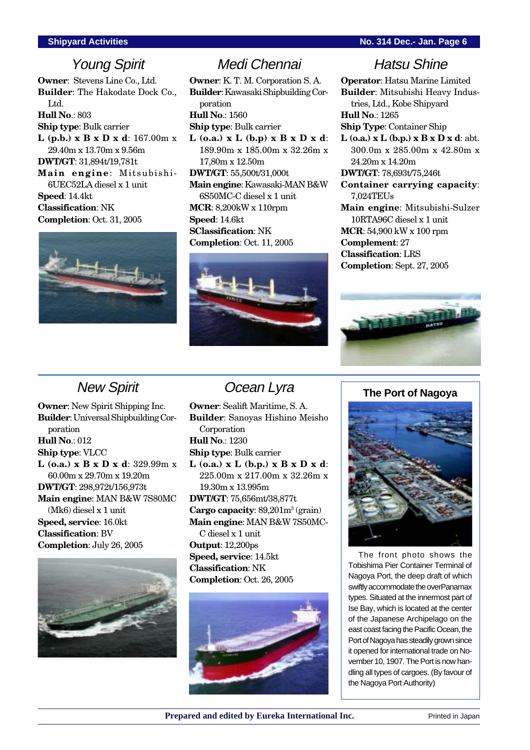## Young Spirit

**Owner**: Stevens Line Co., Ltd.
**Builder**: The Hakodate Dock Co., Ltd.
**Hull No.**: 803
**Ship type**: Bulk carrier
**L (p.b.) x B x D x d**: 167.00m x 29.40m x 13.70m x 9.56m
**DWT/GT**: 31,894t/19,781t
**Main engine**: Mitsubishi-6UEC52LA diesel x 1 unit
**Speed**: 14.4kt
**Classification**: NK
**Completion**: Oct. 31, 2005

## Medi Chennai

**Owner**: K. T. M. Corporation S. A.
**Builder**: Kawasaki Shipbuilding Corporation
**Hull No.**: 1560
**Ship type**: Bulk carrier
**L (o.a.) x L (b.p) x B x D x d**: 189.90m x 185.00m x 32.26m x 17,80m x 12.50m
**DWT/GT**: 55,500t/31,000t
**Main engine**: Kawasaki-MAN B&W 6S50MC-C diesel x 1 unit
**MCR**: 8,200kW x 110rpm
**Speed**: 14.6kt
**SClassification**: NK
**Completion**: Oct. 11, 2005

## Hatsu Shine

**Operator**: Hatsu Marine Limited
**Builder**: Mitsubishi Heavy Industries, Ltd., Kobe Shipyard
**Hull No.**: 1265
**Ship Type**: Container Ship
**L (o.a.) x L (b.p.) x B x D x d**: abt. 300.0m x 285.00m x 42.80m x 24.20m x 14.20m
**DWT/GT**: 78,693t/75,246t
**Container carrying capacity**: 7,024TEUs
**Main engine**: Mitsubishi-Sulzer 10RTA96C diesel x 1 unit
**MCR**: 54,900 kW x 100 rpm
**Complement**: 27
**Classification**: LRS
**Completion**: Sept. 27, 2005

## New Spirit

**Owner**: New Spirit Shipping Inc.
**Builder**: Universal Shipbuilding Corporation
**Hull No.**: 012
**Ship type**: VLCC
**L (o.a.) x B x D x d**: 329.99m x 60.00m x 29.70m x 19.20m
**DWT/GT**: 298,972t/156,973t
**Main engine**: MAN B&W 7S80MC (Mk6) diesel x 1 unit
**Speed, service**: 16.0kt
**Classification**: BV
**Completion**: July 26, 2005

## Ocean Lyra

**Owner**: Sealift Maritime, S. A.
**Builder**: Sanoyas Hishino Meisho Corporation
**Hull No.**: 1230
**Ship type**: Bulk carrier
**L (o.a.) x L (b.p.) x B x D x d**: 225.00m x 217.00m x 32.26m x 19.30m x 13.995m
**DWT/GT**: 75,656mt/38,877t
**Cargo capacity**: 89,201m$^3$ (grain)
**Main engine**: MAN B&W 7S50MC-C diesel x 1 unit
**Output**: 12,200ps
**Speed, service**: 14.5kt
**Classification**: NK
**Completion**: Oct. 26, 2005

### The Port of Nagoya

The front photo shows the Tobishima Pier Container Terminal of Nagoya Port, the deep draft of which swiftly accommodate the overPanamax types. Situated at the innermost part of Ise Bay, which is located at the center of the Japanese Archipelago on the east coast facing the Pacific Ocean, the Port of Nagoya has steadily grown since it opened for international trade on November 10, 1907. The Port is now handling all types of cargoes. (By favour of the Nagoya Port Authority)

**Prepared and edited by Eureka International Inc.**

Printed in Japan